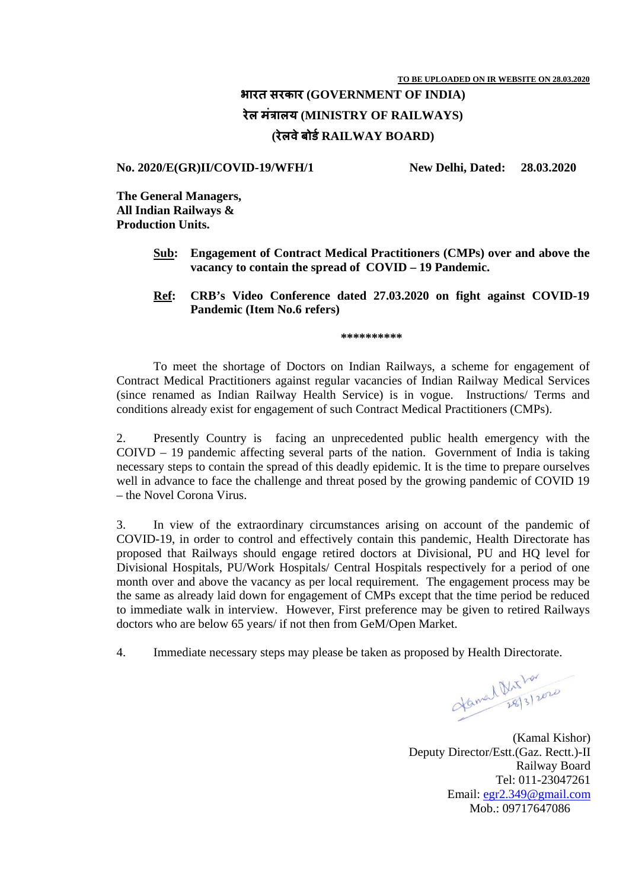**TO BE UPLOADED ON IR WEBSITE ON 28.03.2020**

**भारत सरकार (GOVERNMENT OF INDIA)**
**रेल मंत्रालय (MINISTRY OF RAILWAYS)**
**(रेलवे बोर्ड RAILWAY BOARD)**

**No. 2020/E(GR)II/COVID-19/WFH/1** **New Delhi, Dated: 28.03.2020**

**The General Managers,**
**All Indian Railways &**
**Production Units.**

**Sub: Engagement of Contract Medical Practitioners (CMPs) over and above the vacancy to contain the spread of COVID – 19 Pandemic.**

**Ref: CRB's Video Conference dated 27.03.2020 on fight against COVID-19 Pandemic (Item No.6 refers)**

\*\*\*\*\*\*\*\*\*\*

To meet the shortage of Doctors on Indian Railways, a scheme for engagement of Contract Medical Practitioners against regular vacancies of Indian Railway Medical Services (since renamed as Indian Railway Health Service) is in vogue. Instructions/ Terms and conditions already exist for engagement of such Contract Medical Practitioners (CMPs).

2. Presently Country is facing an unprecedented public health emergency with the COIVD – 19 pandemic affecting several parts of the nation. Government of India is taking necessary steps to contain the spread of this deadly epidemic. It is the time to prepare ourselves well in advance to face the challenge and threat posed by the growing pandemic of COVID 19 – the Novel Corona Virus.

3. In view of the extraordinary circumstances arising on account of the pandemic of COVID-19, in order to control and effectively contain this pandemic, Health Directorate has proposed that Railways should engage retired doctors at Divisional, PU and HQ level for Divisional Hospitals, PU/Work Hospitals/ Central Hospitals respectively for a period of one month over and above the vacancy as per local requirement. The engagement process may be the same as already laid down for engagement of CMPs except that the time period be reduced to immediate walk in interview. However, First preference may be given to retired Railways doctors who are below 65 years/ if not then from GeM/Open Market.

4. Immediate necessary steps may please be taken as proposed by Health Directorate.

Kamal Kishor 28/3/2020

(Kamal Kishor)
Deputy Director/Estt.(Gaz. Rectt.)-II
Railway Board
Tel: 011-23047261
Email: egr2.349@gmail.com
Mob.: 09717647086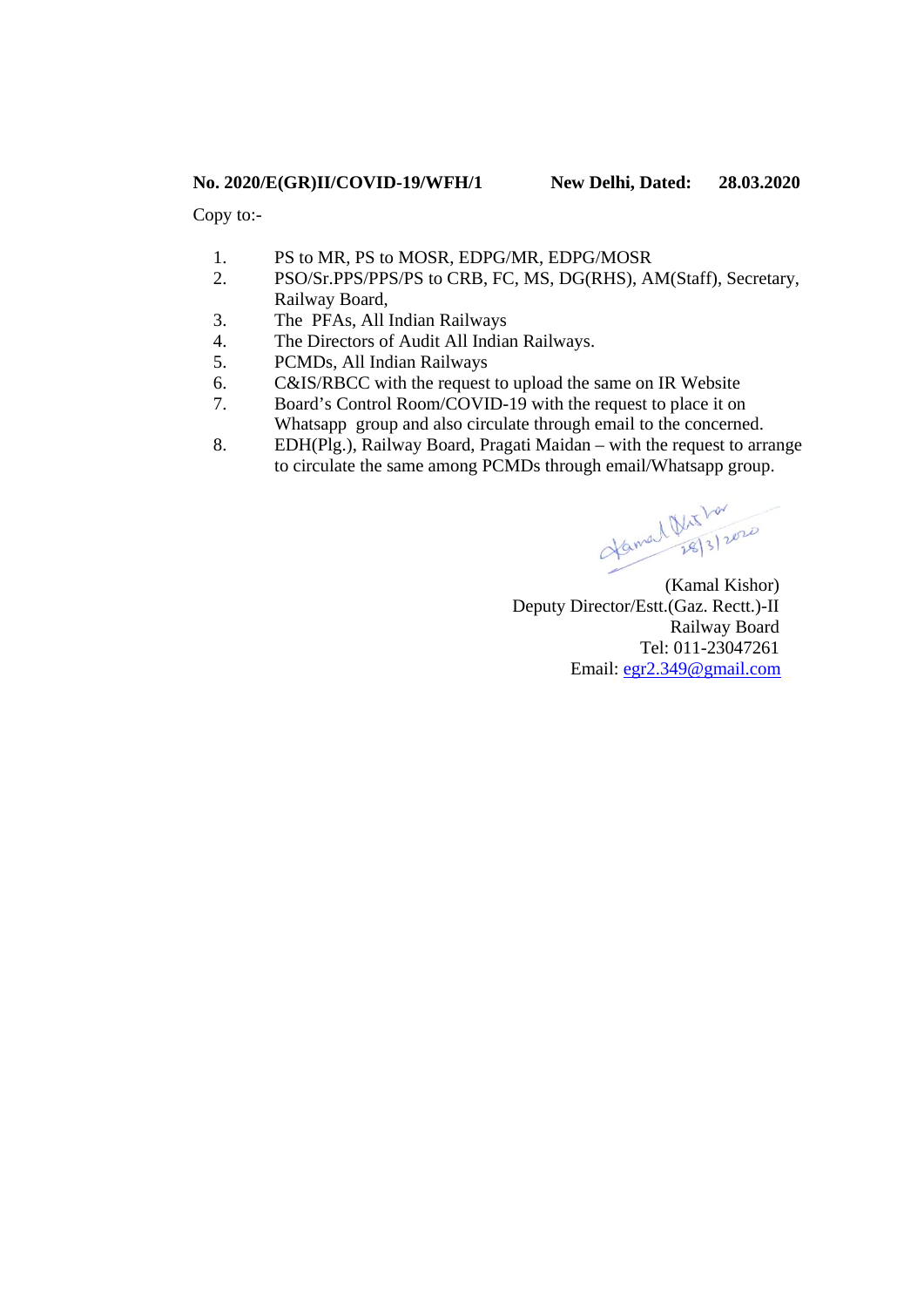**No. 2020/E(GR)II/COVID-19/WFH/1** **New Delhi, Dated: 28.03.2020**

Copy to:-

1. PS to MR, PS to MOSR, EDPG/MR, EDPG/MOSR
2. PSO/Sr.PPS/PPS/PS to CRB, FC, MS, DG(RHS), AM(Staff), Secretary, Railway Board,
3. The PFAs, All Indian Railways
4. The Directors of Audit All Indian Railways.
5. PCMDs, All Indian Railways
6. C&IS/RBCC with the request to upload the same on IR Website
7. Board's Control Room/COVID-19 with the request to place it on Whatsapp group and also circulate through email to the concerned.
8. EDH(Plg.), Railway Board, Pragati Maidan – with the request to arrange to circulate the same among PCMDs through email/Whatsapp group.

Kamal Kishor 28/3/2020

(Kamal Kishor)
Deputy Director/Estt.(Gaz. Rectt.)-II
Railway Board
Tel: 011-23047261
Email: egr2.349@gmail.com